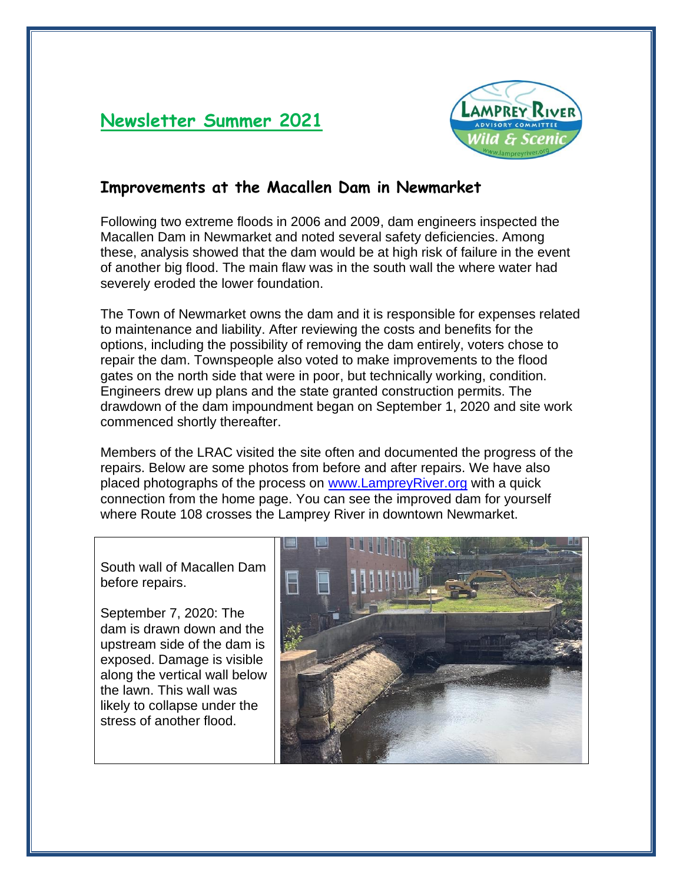# Newsletter Summer 2021

## Improvements at the Macallen Dam in Newmarket

Following two extreme floods in 2006 and 2009, dam engineers inspected the Macallen Dam in Newmarket and noted several safety deficiencies. Among these, analysis showed that the dam would be at high risk of failure in the event of another big flood. The main flaw was in the south wall the where water had severely eroded the lower foundation.

The Town of Newmarket owns the dam and it is responsible for expenses related to maintenance and liability. After reviewing the costs and benefits for the options, including the possibility of removing the dam entirely, voters chose to repair the dam. Townspeople also voted to make improvements to the flood gates on the north side that were in poor, but technically working, condition. Engineers drew up plans and the state granted construction permits. The drawdown of the dam impoundment began on September 1, 2020 and site work commenced shortly thereafter.

Members of the LRAC visited the site often and documented the progress of the repairs. Below are some photos from before and after repairs. We have also placed photographs of the process on [www.LampreyRiver.org](http://www.LampreyRiver.org) with a quick connection from the home page. You can see the improved dam for yourself where Route 108 crosses the Lamprey River in downtown Newmarket.

South wall of Macallen Dam before repairs.

September 7, 2020: The dam is drawn down and the upstream side of the dam is exposed. Damage is visible along the vertical wall below the lawn. This wall was likely to collapse under the stress of another flood.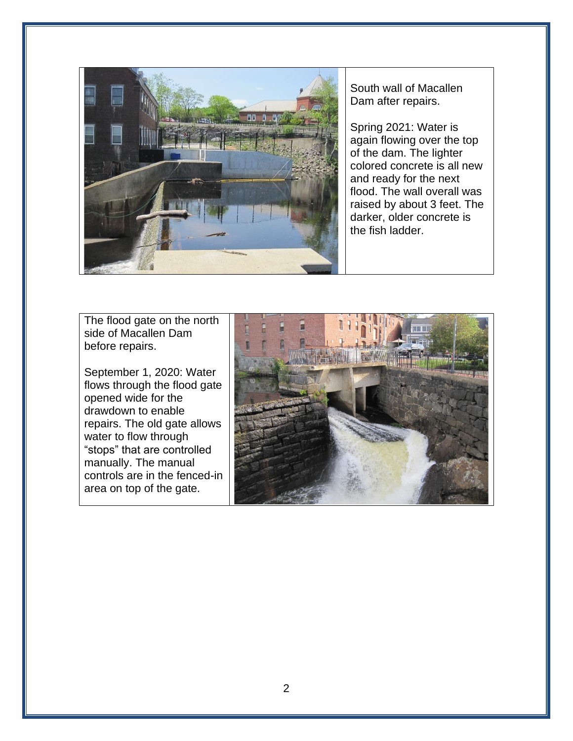South wall of Macallen Dam after repairs.

Spring 2021: Water is again flowing over the top of the dam. The lighter colored concrete is all new and ready for the next flood. The wall overall was raised by about 3 feet. The darker, older concrete is the fish ladder.

The flood gate on the north side of Macallen Dam before repairs.

September 1, 2020: Water flows through the flood gate opened wide for the drawdown to enable repairs. The old gate allows water to flow through "stops" that are controlled manually. The manual controls are in the fenced-in area on top of the gate.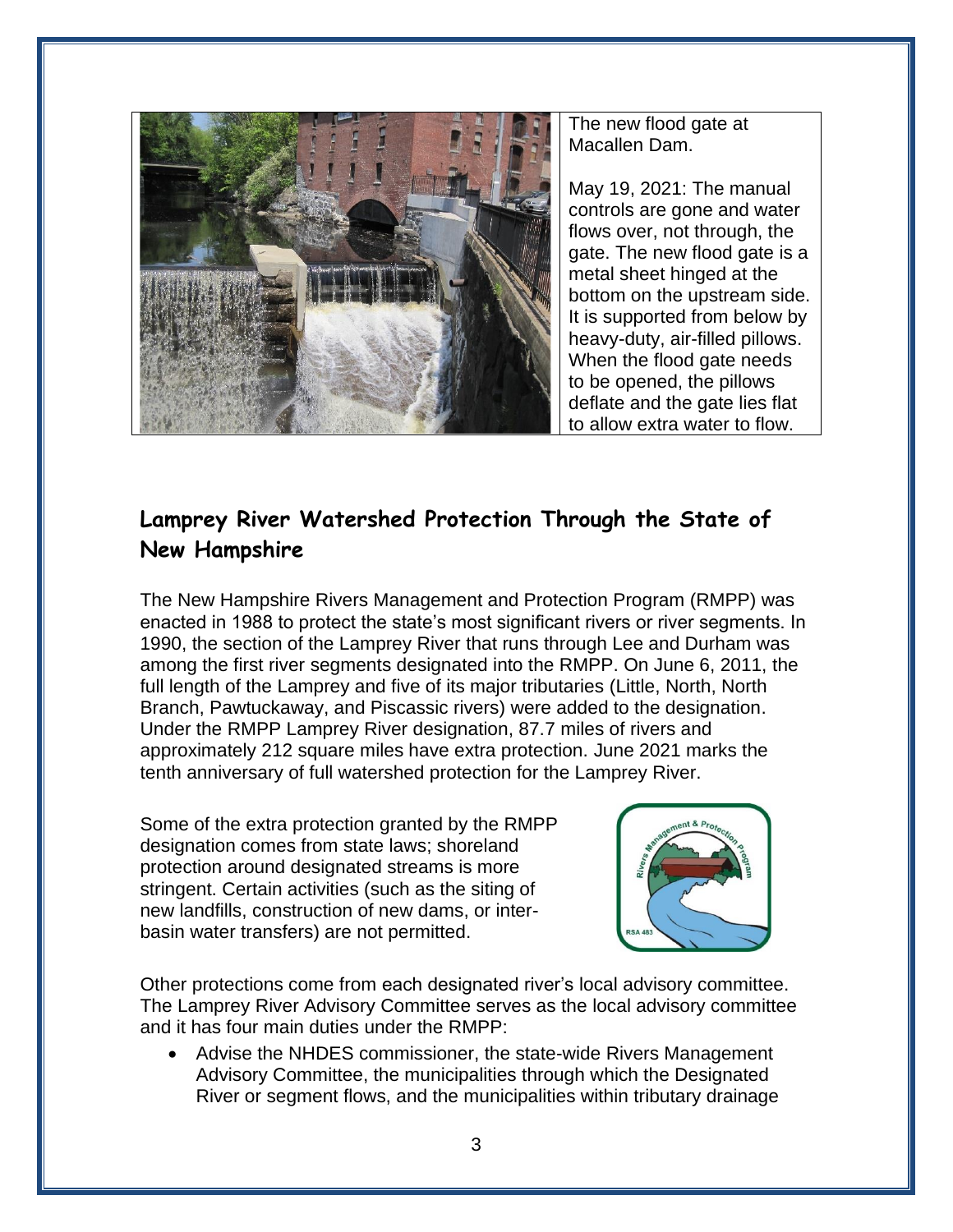The new flood gate at Macallen Dam.

May 19, 2021: The manual controls are gone and water flows over, not through, the gate. The new flood gate is a metal sheet hinged at the bottom on the upstream side. It is supported from below by heavy-duty, air-filled pillows. When the flood gate needs to be opened, the pillows deflate and the gate lies flat to allow extra water to flow.

## Lamprey River Watershed Protection Through the State of New Hampshire

The New Hampshire Rivers Management and Protection Program (RMPP) was enacted in 1988 to protect the state's most significant rivers or river segments. In 1990, the section of the Lamprey River that runs through Lee and Durham was among the first river segments designated into the RMPP. On June 6, 2011, the full length of the Lamprey and five of its major tributaries (Little, North, North Branch, Pawtuckaway, and Piscassic rivers) were added to the designation. Under the RMPP Lamprey River designation, 87.7 miles of rivers and approximately 212 square miles have extra protection. June 2021 marks the tenth anniversary of full watershed protection for the Lamprey River.

Some of the extra protection granted by the RMPP designation comes from state laws; shoreland protection around designated streams is more stringent. Certain activities (such as the siting of new landfills, construction of new dams, or inter-basin water transfers) are not permitted.

Other protections come from each designated river's local advisory committee. The Lamprey River Advisory Committee serves as the local advisory committee and it has four main duties under the RMPP:

- Advise the NHDES commissioner, the state-wide Rivers Management Advisory Committee, the municipalities through which the Designated River or segment flows, and the municipalities within tributary drainage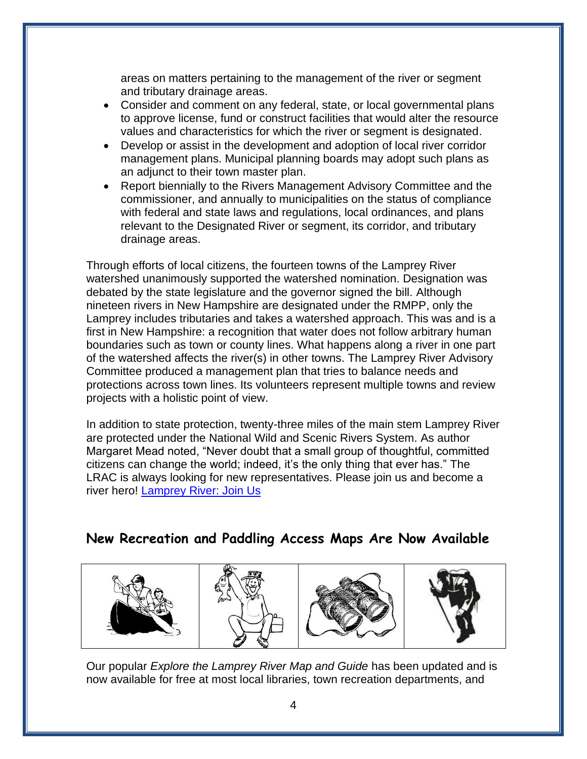areas on matters pertaining to the management of the river or segment and tributary drainage areas.

- Consider and comment on any federal, state, or local governmental plans to approve license, fund or construct facilities that would alter the resource values and characteristics for which the river or segment is designated.
- Develop or assist in the development and adoption of local river corridor management plans. Municipal planning boards may adopt such plans as an adjunct to their town master plan.
- Report biennially to the Rivers Management Advisory Committee and the commissioner, and annually to municipalities on the status of compliance with federal and state laws and regulations, local ordinances, and plans relevant to the Designated River or segment, its corridor, and tributary drainage areas.

Through efforts of local citizens, the fourteen towns of the Lamprey River watershed unanimously supported the watershed nomination. Designation was debated by the state legislature and the governor signed the bill. Although nineteen rivers in New Hampshire are designated under the RMPP, only the Lamprey includes tributaries and takes a watershed approach. This was and is a first in New Hampshire: a recognition that water does not follow arbitrary human boundaries such as town or county lines. What happens along a river in one part of the watershed affects the river(s) in other towns. The Lamprey River Advisory Committee produced a management plan that tries to balance needs and protections across town lines. Its volunteers represent multiple towns and review projects with a holistic point of view.

In addition to state protection, twenty-three miles of the main stem Lamprey River are protected under the National Wild and Scenic Rivers System. As author Margaret Mead noted, "Never doubt that a small group of thoughtful, committed citizens can change the world; indeed, it's the only thing that ever has." The LRAC is always looking for new representatives. Please join us and become a river hero! [Lamprey River: Join Us]

## New Recreation and Paddling Access Maps Are Now Available

Our popular *Explore the Lamprey River Map and Guide* has been updated and is now available for free at most local libraries, town recreation departments, and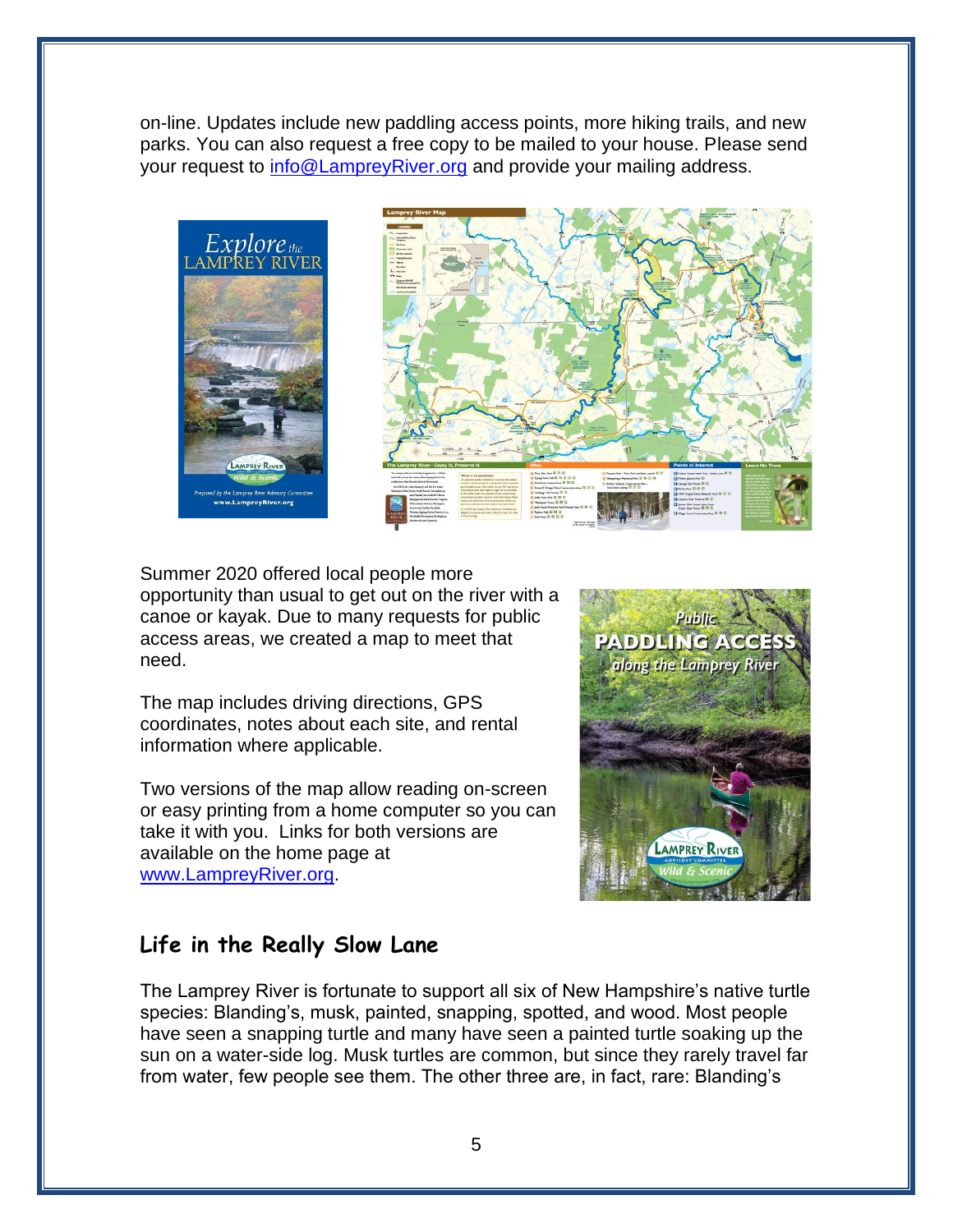on-line. Updates include new paddling access points, more hiking trails, and new parks. You can also request a free copy to be mailed to your house. Please send your request to info@LampreyRiver.org and provide your mailing address.

Summer 2020 offered local people more opportunity than usual to get out on the river with a canoe or kayak. Due to many requests for public access areas, we created a map to meet that need.

The map includes driving directions, GPS coordinates, notes about each site, and rental information where applicable.

Two versions of the map allow reading on-screen or easy printing from a home computer so you can take it with you. Links for both versions are available on the home page at www.LampreyRiver.org.

## Life in the Really Slow Lane

The Lamprey River is fortunate to support all six of New Hampshire's native turtle species: Blanding's, musk, painted, snapping, spotted, and wood. Most people have seen a snapping turtle and many have seen a painted turtle soaking up the sun on a water-side log. Musk turtles are common, but since they rarely travel far from water, few people see them. The other three are, in fact, rare: Blanding's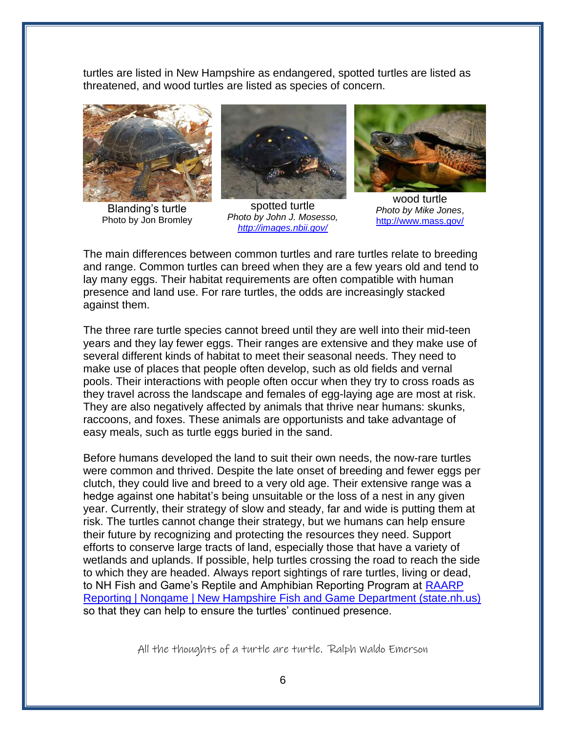turtles are listed in New Hampshire as endangered, spotted turtles are listed as threatened, and wood turtles are listed as species of concern.

Blanding's turtle
Photo by Jon Bromley

spotted turtle
*Photo by John J. Mosesso, [http://images.nbii.gov/](http://images.nbii.gov/)*

wood turtle
*Photo by Mike Jones*, [http://www.mass.gov/](http://www.mass.gov/)

The main differences between common turtles and rare turtles relate to breeding and range. Common turtles can breed when they are a few years old and tend to lay many eggs. Their habitat requirements are often compatible with human presence and land use. For rare turtles, the odds are increasingly stacked against them.

The three rare turtle species cannot breed until they are well into their mid-teen years and they lay fewer eggs. Their ranges are extensive and they make use of several different kinds of habitat to meet their seasonal needs. They need to make use of places that people often develop, such as old fields and vernal pools. Their interactions with people often occur when they try to cross roads as they travel across the landscape and females of egg-laying age are most at risk. They are also negatively affected by animals that thrive near humans: skunks, raccoons, and foxes. These animals are opportunists and take advantage of easy meals, such as turtle eggs buried in the sand.

Before humans developed the land to suit their own needs, the now-rare turtles were common and thrived. Despite the late onset of breeding and fewer eggs per clutch, they could live and breed to a very old age. Their extensive range was a hedge against one habitat's being unsuitable or the loss of a nest in any given year. Currently, their strategy of slow and steady, far and wide is putting them at risk. The turtles cannot change their strategy, but we humans can help ensure their future by recognizing and protecting the resources they need. Support efforts to conserve large tracts of land, especially those that have a variety of wetlands and uplands. If possible, help turtles crossing the road to reach the side to which they are headed. Always report sightings of rare turtles, living or dead, to NH Fish and Game's Reptile and Amphibian Reporting Program at RAARP Reporting | Nongame | New Hampshire Fish and Game Department (state.nh.us) so that they can help to ensure the turtles' continued presence.

All the thoughts of a turtle are turtle. Ralph Waldo Emerson